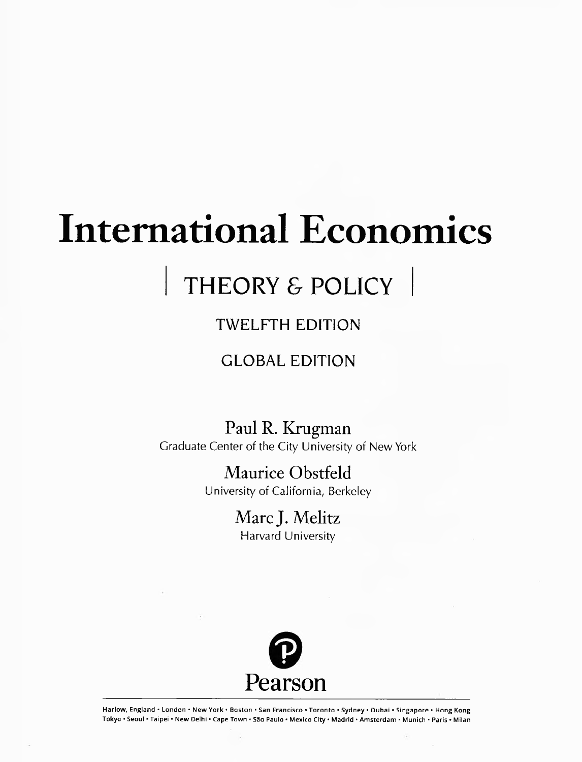# International Economics

## THEORY & POLICY

TWELFTH EDITION

GLOBAL EDITION

Paul R. Krugman
Graduate Center of the City University of New York

Maurice Obstfeld
University of California, Berkeley

Marc J. Melitz
Harvard University

Pearson

Harlow, England • London • New York • Boston • San Francisco • Toronto • Sydney • Dubai • Singapore • Hong Kong
Tokyo • Seoul • Taipei • New Delhi • Cape Town • São Paulo • Mexico City • Madrid • Amsterdam • Munich • Paris • Milan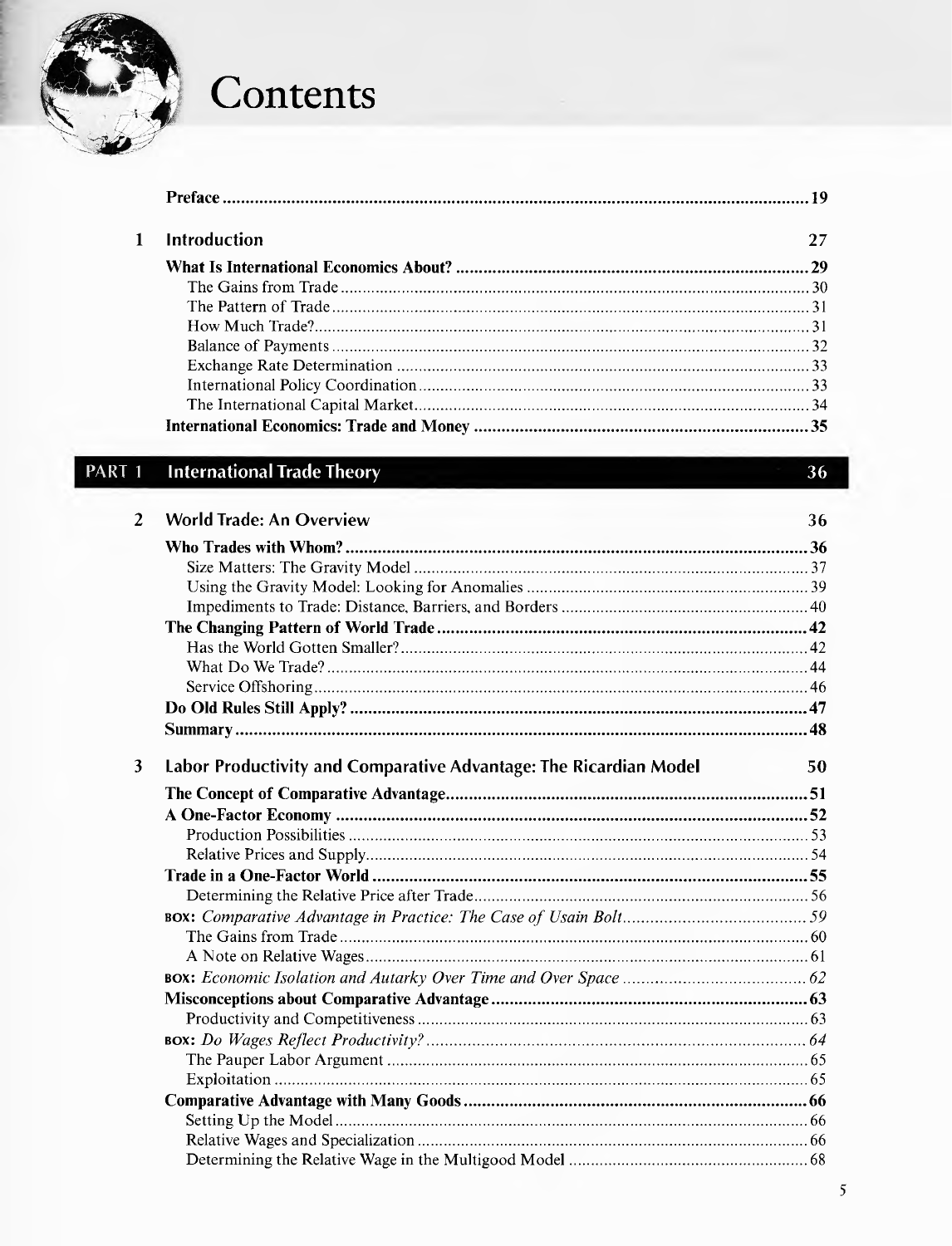# Contents

**Preface** ........ **19**

## 1 Introduction 27

**What Is International Economics About?** ........ **29**
- The Gains from Trade ........ 30
- The Pattern of Trade ........ 31
- How Much Trade? ........ 31
- Balance of Payments ........ 32
- Exchange Rate Determination ........ 33
- International Policy Coordination ........ 33
- The International Capital Market ........ 34

**International Economics: Trade and Money** ........ **35**

# PART 1 International Trade Theory 36

## 2 World Trade: An Overview 36

**Who Trades with Whom?** ........ **36**
- Size Matters: The Gravity Model ........ 37
- Using the Gravity Model: Looking for Anomalies ........ 39
- Impediments to Trade: Distance, Barriers, and Borders ........ 40

**The Changing Pattern of World Trade** ........ **42**
- Has the World Gotten Smaller? ........ 42
- What Do We Trade? ........ 44
- Service Offshoring ........ 46

**Do Old Rules Still Apply?** ........ **47**

**Summary** ........ **48**

## 3 Labor Productivity and Comparative Advantage: The Ricardian Model 50

**The Concept of Comparative Advantage** ........ **51**

**A One-Factor Economy** ........ **52**
- Production Possibilities ........ 53
- Relative Prices and Supply ........ 54

**Trade in a One-Factor World** ........ **55**
- Determining the Relative Price after Trade ........ 56

**BOX:** *Comparative Advantage in Practice: The Case of Usain Bolt* ........ *59*
- The Gains from Trade ........ 60
- A Note on Relative Wages ........ 61

**BOX:** *Economic Isolation and Autarky Over Time and Over Space* ........ *62*

**Misconceptions about Comparative Advantage** ........ **63**
- Productivity and Competitiveness ........ 63

**BOX:** *Do Wages Reflect Productivity?* ........ *64*
- The Pauper Labor Argument ........ 65
- Exploitation ........ 65

**Comparative Advantage with Many Goods** ........ **66**
- Setting Up the Model ........ 66
- Relative Wages and Specialization ........ 66
- Determining the Relative Wage in the Multigood Model ........ 68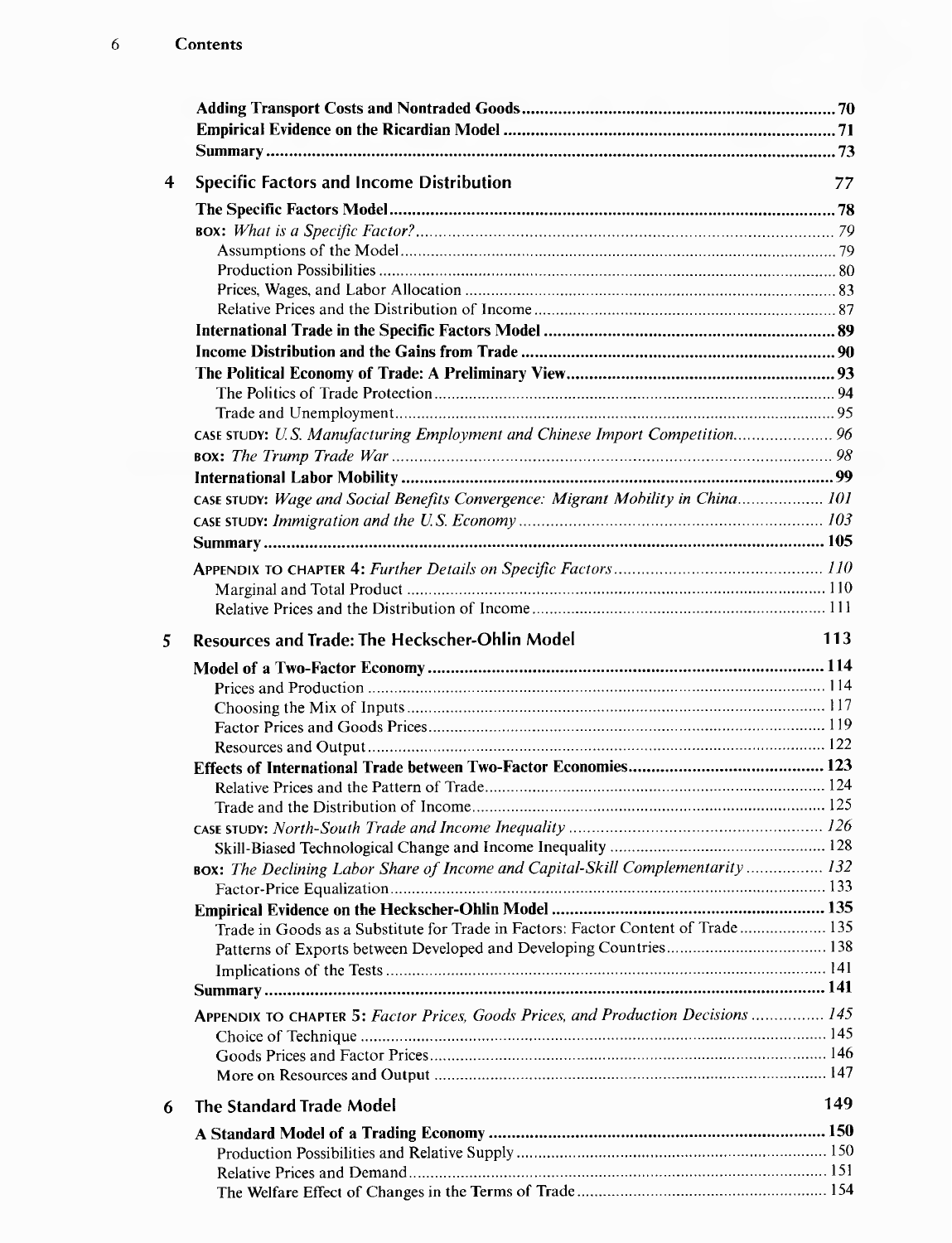Adding Transport Costs and Nontraded Goods ..... 70
Empirical Evidence on the Ricardian Model ..... 71
Summary ..... 73

## 4 Specific Factors and Income Distribution 77

**The Specific Factors Model** ..... 78
BOX: *What is a Specific Factor?* ..... 79
- Assumptions of the Model ..... 79
- Production Possibilities ..... 80
- Prices, Wages, and Labor Allocation ..... 83
- Relative Prices and the Distribution of Income ..... 87

**International Trade in the Specific Factors Model** ..... 89
**Income Distribution and the Gains from Trade** ..... 90
**The Political Economy of Trade: A Preliminary View** ..... 93
- The Politics of Trade Protection ..... 94
- Trade and Unemployment ..... 95

CASE STUDY: *U.S. Manufacturing Employment and Chinese Import Competition* ..... 96
BOX: *The Trump Trade War* ..... 98
**International Labor Mobility** ..... 99
CASE STUDY: *Wage and Social Benefits Convergence: Migrant Mobility in China* ..... 101
CASE STUDY: *Immigration and the U.S. Economy* ..... 103
**Summary** ..... 105

APPENDIX TO CHAPTER 4: *Further Details on Specific Factors* ..... 110
- Marginal and Total Product ..... 110
- Relative Prices and the Distribution of Income ..... 111

## 5 Resources and Trade: The Heckscher-Ohlin Model 113

**Model of a Two-Factor Economy** ..... 114
- Prices and Production ..... 114
- Choosing the Mix of Inputs ..... 117
- Factor Prices and Goods Prices ..... 119
- Resources and Output ..... 122

**Effects of International Trade between Two-Factor Economies** ..... 123
- Relative Prices and the Pattern of Trade ..... 124
- Trade and the Distribution of Income ..... 125

CASE STUDY: *North-South Trade and Income Inequality* ..... 126
- Skill-Biased Technological Change and Income Inequality ..... 128

BOX: *The Declining Labor Share of Income and Capital-Skill Complementarity* ..... 132
- Factor-Price Equalization ..... 133

**Empirical Evidence on the Heckscher-Ohlin Model** ..... 135
- Trade in Goods as a Substitute for Trade in Factors: Factor Content of Trade ..... 135
- Patterns of Exports between Developed and Developing Countries ..... 138
- Implications of the Tests ..... 141

**Summary** ..... 141

APPENDIX TO CHAPTER 5: *Factor Prices, Goods Prices, and Production Decisions* ..... 145
- Choice of Technique ..... 145
- Goods Prices and Factor Prices ..... 146
- More on Resources and Output ..... 147

## 6 The Standard Trade Model 149

**A Standard Model of a Trading Economy** ..... 150
- Production Possibilities and Relative Supply ..... 150
- Relative Prices and Demand ..... 151
- The Welfare Effect of Changes in the Terms of Trade ..... 154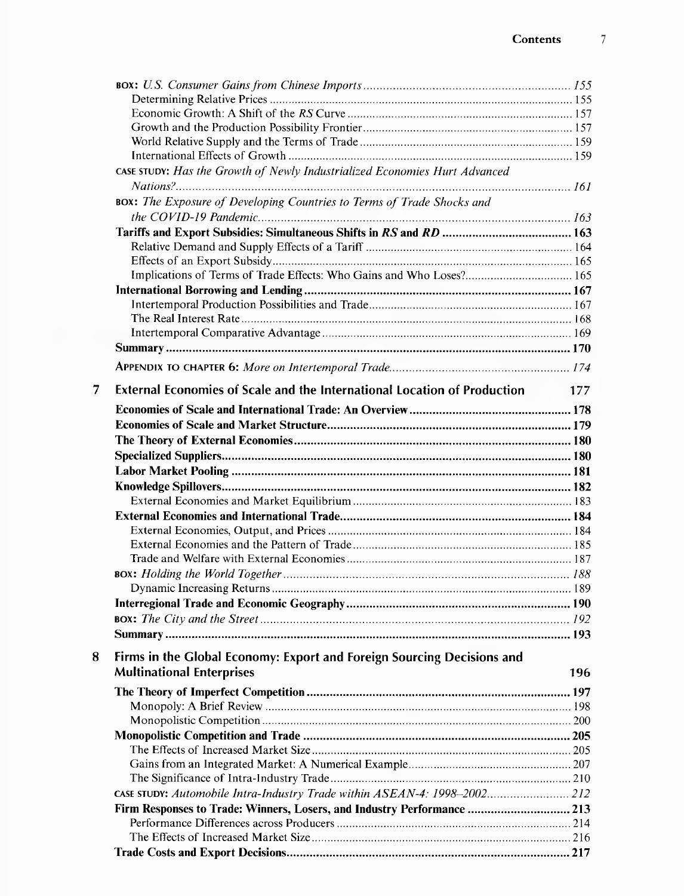**BOX:** *U.S. Consumer Gains from Chinese Imports* ............ 155
Determining Relative Prices ............ 155
Economic Growth: A Shift of the *RS* Curve ............ 157
Growth and the Production Possibility Frontier ............ 157
World Relative Supply and the Terms of Trade ............ 159
International Effects of Growth ............ 159
**CASE STUDY:** *Has the Growth of Newly Industrialized Economies Hurt Advanced Nations?* ............ 161
**BOX:** *The Exposure of Developing Countries to Terms of Trade Shocks and the COVID-19 Pandemic* ............ 163
**Tariffs and Export Subsidies: Simultaneous Shifts in *RS* and *RD*** ............ **163**
Relative Demand and Supply Effects of a Tariff ............ 164
Effects of an Export Subsidy ............ 165
Implications of Terms of Trade Effects: Who Gains and Who Loses? ............ 165
**International Borrowing and Lending** ............ **167**
Intertemporal Production Possibilities and Trade ............ 167
The Real Interest Rate ............ 168
Intertemporal Comparative Advantage ............ 169
**Summary** ............ **170**

**APPENDIX TO CHAPTER 6:** *More on Intertemporal Trade* ............ 174

## 7 External Economies of Scale and the International Location of Production ............ 177

**Economies of Scale and International Trade: An Overview** ............ **178**
**Economies of Scale and Market Structure** ............ **179**
**The Theory of External Economies** ............ **180**
**Specialized Suppliers** ............ **180**
**Labor Market Pooling** ............ **181**
**Knowledge Spillovers** ............ **182**
External Economies and Market Equilibrium ............ 183
**External Economies and International Trade** ............ **184**
External Economies, Output, and Prices ............ 184
External Economies and the Pattern of Trade ............ 185
Trade and Welfare with External Economies ............ 187
**BOX:** *Holding the World Together* ............ 188
Dynamic Increasing Returns ............ 189
**Interregional Trade and Economic Geography** ............ **190**
**BOX:** *The City and the Street* ............ 192
**Summary** ............ **193**

## 8 Firms in the Global Economy: Export and Foreign Sourcing Decisions and Multinational Enterprises ............ 196

**The Theory of Imperfect Competition** ............ **197**
Monopoly: A Brief Review ............ 198
Monopolistic Competition ............ 200
**Monopolistic Competition and Trade** ............ **205**
The Effects of Increased Market Size ............ 205
Gains from an Integrated Market: A Numerical Example ............ 207
The Significance of Intra-Industry Trade ............ 210
**CASE STUDY:** *Automobile Intra-Industry Trade within ASEAN-4: 1998–2002* ............ 212
**Firm Responses to Trade: Winners, Losers, and Industry Performance** ............ **213**
Performance Differences across Producers ............ 214
The Effects of Increased Market Size ............ 216
**Trade Costs and Export Decisions** ............ **217**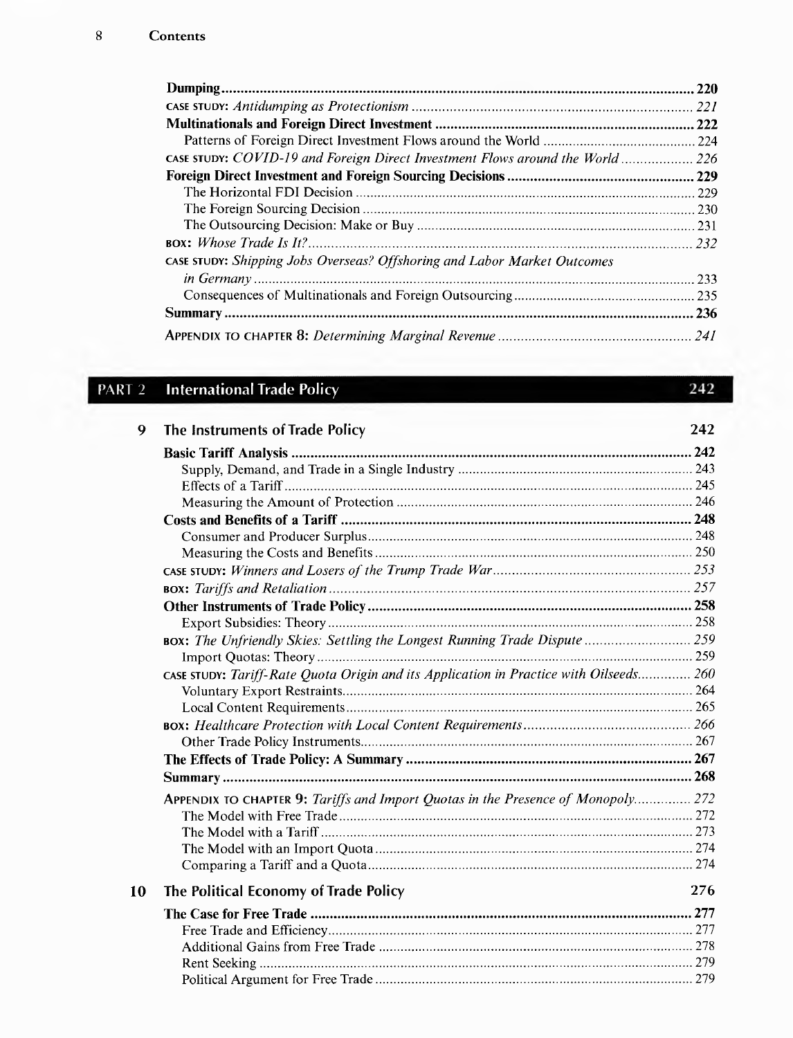| | |
|---|---|
| **Dumping** | **220** |
| CASE STUDY: *Antidumping as Protectionism* | *221* |
| **Multinationals and Foreign Direct Investment** | **222** |
| Patterns of Foreign Direct Investment Flows around the World | 224 |
| CASE STUDY: *COVID-19 and Foreign Direct Investment Flows around the World* | *226* |
| **Foreign Direct Investment and Foreign Sourcing Decisions** | **229** |
| The Horizontal FDI Decision | 229 |
| The Foreign Sourcing Decision | 230 |
| The Outsourcing Decision: Make or Buy | 231 |
| BOX: *Whose Trade Is It?* | *232* |
| CASE STUDY: *Shipping Jobs Overseas? Offshoring and Labor Market Outcomes in Germany* | 233 |
| Consequences of Multinationals and Foreign Outsourcing | 235 |
| **Summary** | **236** |
| APPENDIX TO CHAPTER 8: *Determining Marginal Revenue* | *241* |

## PART 2 International Trade Policy — 242

### 9 The Instruments of Trade Policy — 242

| | |
|---|---|
| **Basic Tariff Analysis** | **242** |
| Supply, Demand, and Trade in a Single Industry | 243 |
| Effects of a Tariff | 245 |
| Measuring the Amount of Protection | 246 |
| **Costs and Benefits of a Tariff** | **248** |
| Consumer and Producer Surplus | 248 |
| Measuring the Costs and Benefits | 250 |
| CASE STUDY: *Winners and Losers of the Trump Trade War* | *253* |
| BOX: *Tariffs and Retaliation* | *257* |
| **Other Instruments of Trade Policy** | **258** |
| Export Subsidies: Theory | 258 |
| BOX: *The Unfriendly Skies: Settling the Longest Running Trade Dispute* | *259* |
| Import Quotas: Theory | 259 |
| CASE STUDY: *Tariff-Rate Quota Origin and its Application in Practice with Oilseeds* | *260* |
| Voluntary Export Restraints | 264 |
| Local Content Requirements | 265 |
| BOX: *Healthcare Protection with Local Content Requirements* | *266* |
| Other Trade Policy Instruments | 267 |
| **The Effects of Trade Policy: A Summary** | **267** |
| **Summary** | **268** |
| APPENDIX TO CHAPTER 9: *Tariffs and Import Quotas in the Presence of Monopoly* | *272* |
| The Model with Free Trade | 272 |
| The Model with a Tariff | 273 |
| The Model with an Import Quota | 274 |
| Comparing a Tariff and a Quota | 274 |

### 10 The Political Economy of Trade Policy — 276

| | |
|---|---|
| **The Case for Free Trade** | **277** |
| Free Trade and Efficiency | 277 |
| Additional Gains from Free Trade | 278 |
| Rent Seeking | 279 |
| Political Argument for Free Trade | 279 |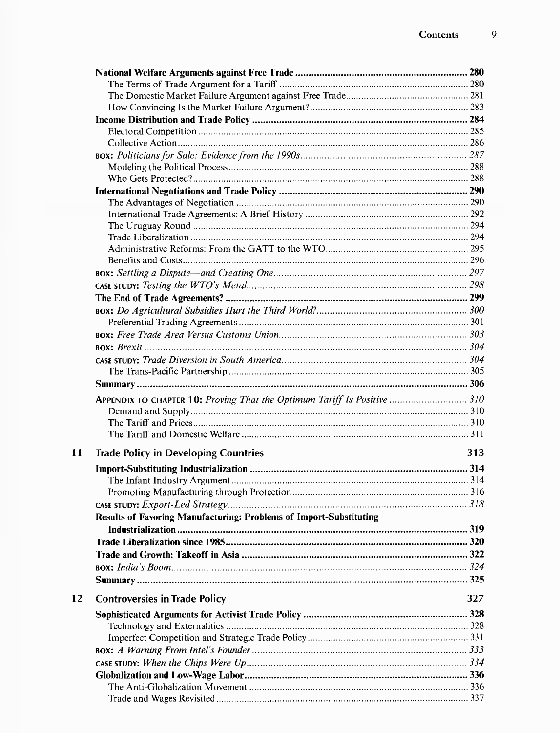National Welfare Arguments against Free Trade ........ 280
The Terms of Trade Argument for a Tariff ........ 280
The Domestic Market Failure Argument against Free Trade ........ 281
How Convincing Is the Market Failure Argument? ........ 283
Income Distribution and Trade Policy ........ 284
Electoral Competition ........ 285
Collective Action ........ 286
BOX: *Politicians for Sale: Evidence from the 1990s* ........ 287
Modeling the Political Process ........ 288
Who Gets Protected? ........ 288
International Negotiations and Trade Policy ........ 290
The Advantages of Negotiation ........ 290
International Trade Agreements: A Brief History ........ 292
The Uruguay Round ........ 294
Trade Liberalization ........ 294
Administrative Reforms: From the GATT to the WTO ........ 295
Benefits and Costs ........ 296
BOX: *Settling a Dispute—and Creating One* ........ 297
CASE STUDY: *Testing the WTO's Metal* ........ 298
The End of Trade Agreements? ........ 299
BOX: *Do Agricultural Subsidies Hurt the Third World?* ........ 300
Preferential Trading Agreements ........ 301
BOX: *Free Trade Area Versus Customs Union* ........ 303
BOX: *Brexit* ........ 304
CASE STUDY: *Trade Diversion in South America* ........ 304
The Trans-Pacific Partnership ........ 305
Summary ........ 306

APPENDIX TO CHAPTER 10: *Proving That the Optimum Tariff Is Positive* ........ 310
Demand and Supply ........ 310
The Tariff and Prices ........ 310
The Tariff and Domestic Welfare ........ 311

## 11 Trade Policy in Developing Countries 313

Import-Substituting Industrialization ........ 314
The Infant Industry Argument ........ 314
Promoting Manufacturing through Protection ........ 316
CASE STUDY: *Export-Led Strategy* ........ 318
Results of Favoring Manufacturing: Problems of Import-Substituting Industrialization ........ 319
Trade Liberalization since 1985 ........ 320
Trade and Growth: Takeoff in Asia ........ 322
BOX: *India's Boom* ........ 324
Summary ........ 325

## 12 Controversies in Trade Policy 327

Sophisticated Arguments for Activist Trade Policy ........ 328
Technology and Externalities ........ 328
Imperfect Competition and Strategic Trade Policy ........ 331
BOX: *A Warning From Intel's Founder* ........ 333
CASE STUDY: *When the Chips Were Up* ........ 334
Globalization and Low-Wage Labor ........ 336
The Anti-Globalization Movement ........ 336
Trade and Wages Revisited ........ 337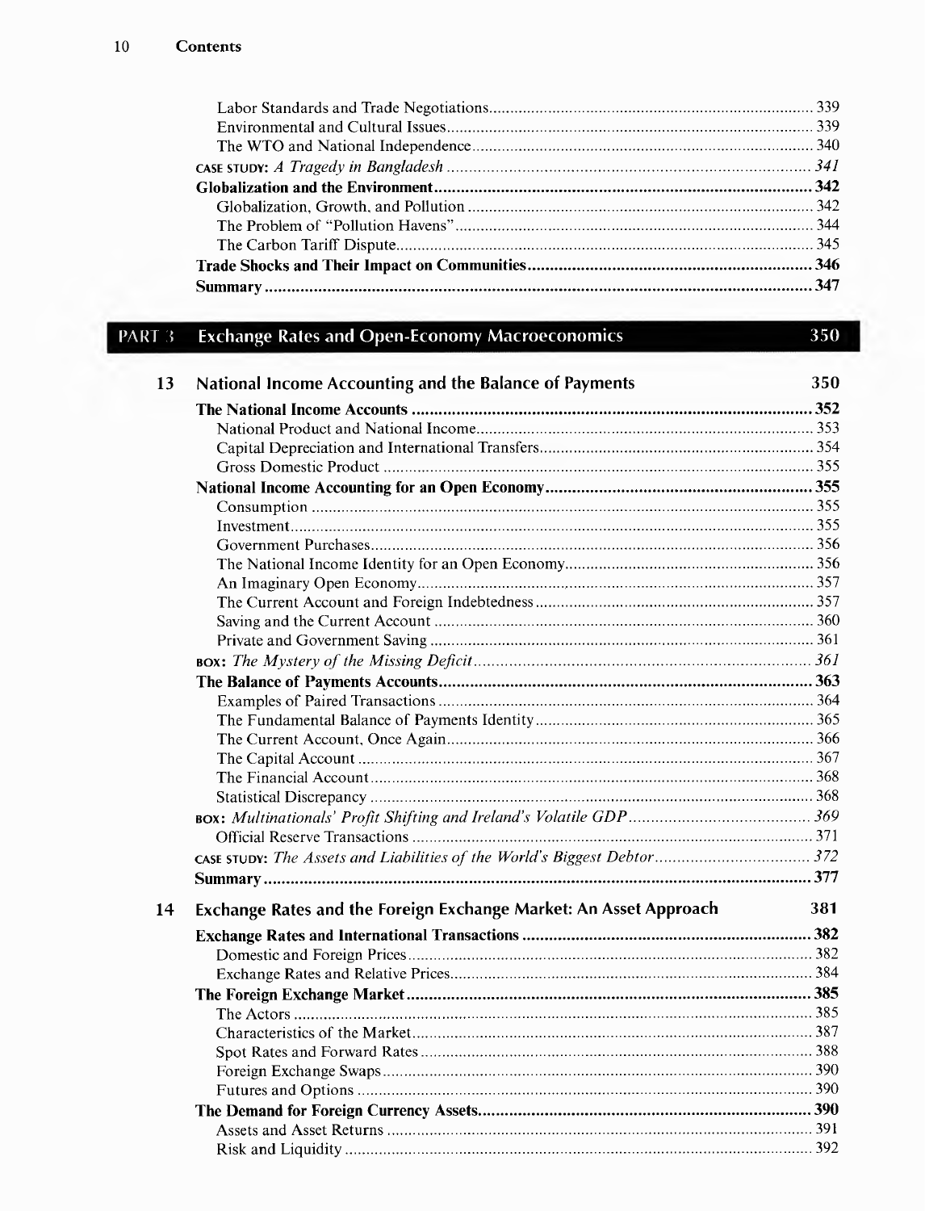Labor Standards and Trade Negotiations ........ 339
Environmental and Cultural Issues ........ 339
The WTO and National Independence ........ 340
CASE STUDY: *A Tragedy in Bangladesh* ........ *341*
**Globalization and the Environment ........ 342**
Globalization, Growth, and Pollution ........ 342
The Problem of "Pollution Havens" ........ 344
The Carbon Tariff Dispute ........ 345
**Trade Shocks and Their Impact on Communities ........ 346**
**Summary ........ 347**

# PART 3 Exchange Rates and Open-Economy Macroeconomics 350

## 13 National Income Accounting and the Balance of Payments 350

**The National Income Accounts ........ 352**
National Product and National Income ........ 353
Capital Depreciation and International Transfers ........ 354
Gross Domestic Product ........ 355
**National Income Accounting for an Open Economy ........ 355**
Consumption ........ 355
Investment ........ 355
Government Purchases ........ 356
The National Income Identity for an Open Economy ........ 356
An Imaginary Open Economy ........ 357
The Current Account and Foreign Indebtedness ........ 357
Saving and the Current Account ........ 360
Private and Government Saving ........ 361
BOX: *The Mystery of the Missing Deficit* ........ *361*
**The Balance of Payments Accounts ........ 363**
Examples of Paired Transactions ........ 364
The Fundamental Balance of Payments Identity ........ 365
The Current Account, Once Again ........ 366
The Capital Account ........ 367
The Financial Account ........ 368
Statistical Discrepancy ........ 368
BOX: *Multinationals' Profit Shifting and Ireland's Volatile GDP* ........ *369*
Official Reserve Transactions ........ 371
CASE STUDY: *The Assets and Liabilities of the World's Biggest Debtor* ........ *372*
**Summary ........ 377**

## 14 Exchange Rates and the Foreign Exchange Market: An Asset Approach 381

**Exchange Rates and International Transactions ........ 382**
Domestic and Foreign Prices ........ 382
Exchange Rates and Relative Prices ........ 384
**The Foreign Exchange Market ........ 385**
The Actors ........ 385
Characteristics of the Market ........ 387
Spot Rates and Forward Rates ........ 388
Foreign Exchange Swaps ........ 390
Futures and Options ........ 390
**The Demand for Foreign Currency Assets ........ 390**
Assets and Asset Returns ........ 391
Risk and Liquidity ........ 392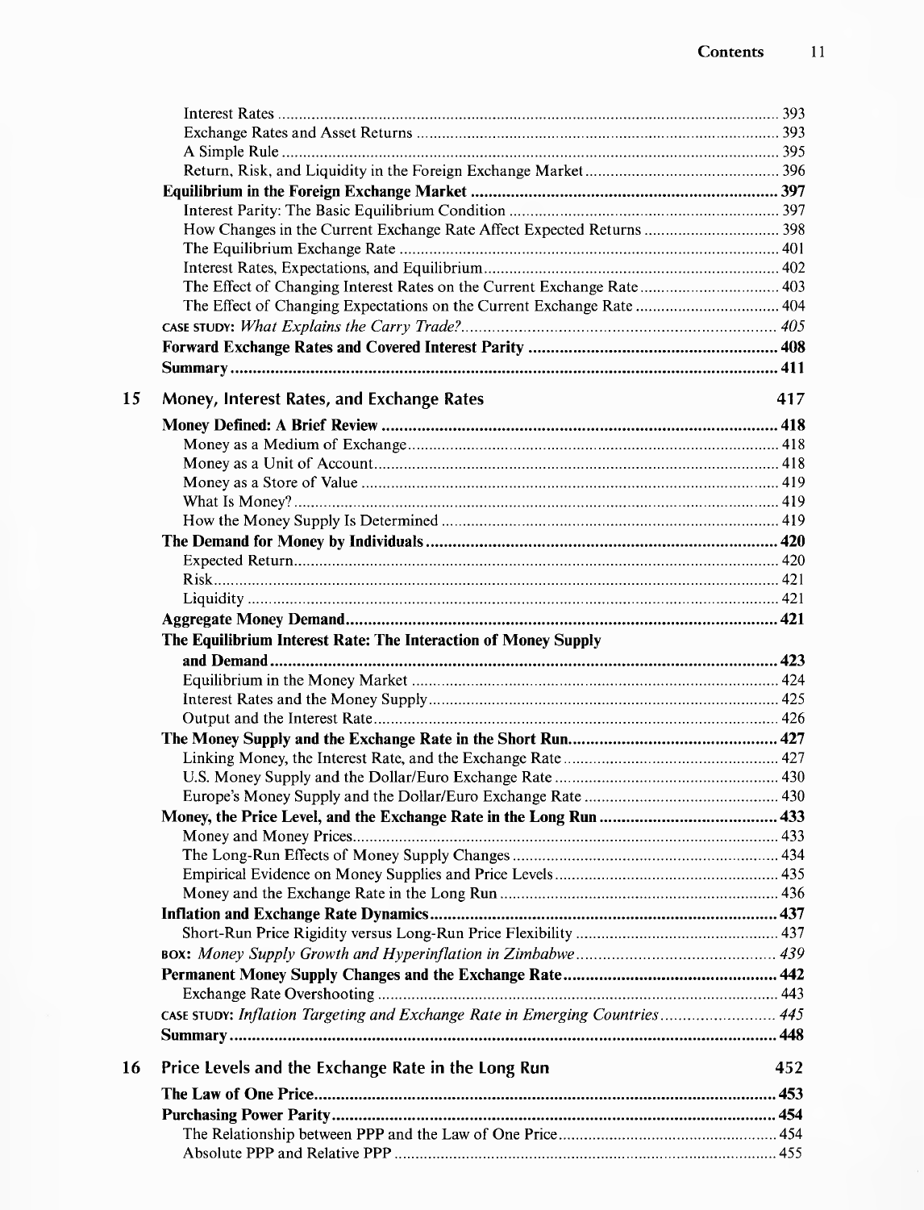Interest Rates ..... 393
Exchange Rates and Asset Returns ..... 393
A Simple Rule ..... 395
Return, Risk, and Liquidity in the Foreign Exchange Market ..... 396

**Equilibrium in the Foreign Exchange Market ..... 397**

Interest Parity: The Basic Equilibrium Condition ..... 397
How Changes in the Current Exchange Rate Affect Expected Returns ..... 398
The Equilibrium Exchange Rate ..... 401
Interest Rates, Expectations, and Equilibrium ..... 402
The Effect of Changing Interest Rates on the Current Exchange Rate ..... 403
The Effect of Changing Expectations on the Current Exchange Rate ..... 404

CASE STUDY: *What Explains the Carry Trade?* ..... *405*

**Forward Exchange Rates and Covered Interest Parity ..... 408**

**Summary ..... 411**

## 15 Money, Interest Rates, and Exchange Rates ..... 417

**Money Defined: A Brief Review ..... 418**

Money as a Medium of Exchange ..... 418
Money as a Unit of Account ..... 418
Money as a Store of Value ..... 419
What Is Money? ..... 419
How the Money Supply Is Determined ..... 419

**The Demand for Money by Individuals ..... 420**

Expected Return ..... 420
Risk ..... 421
Liquidity ..... 421

**Aggregate Money Demand ..... 421**

**The Equilibrium Interest Rate: The Interaction of Money Supply and Demand ..... 423**

Equilibrium in the Money Market ..... 424
Interest Rates and the Money Supply ..... 425
Output and the Interest Rate ..... 426

**The Money Supply and the Exchange Rate in the Short Run ..... 427**

Linking Money, the Interest Rate, and the Exchange Rate ..... 427
U.S. Money Supply and the Dollar/Euro Exchange Rate ..... 430
Europe's Money Supply and the Dollar/Euro Exchange Rate ..... 430

**Money, the Price Level, and the Exchange Rate in the Long Run ..... 433**

Money and Money Prices ..... 433
The Long-Run Effects of Money Supply Changes ..... 434
Empirical Evidence on Money Supplies and Price Levels ..... 435
Money and the Exchange Rate in the Long Run ..... 436

**Inflation and Exchange Rate Dynamics ..... 437**

Short-Run Price Rigidity versus Long-Run Price Flexibility ..... 437

BOX: *Money Supply Growth and Hyperinflation in Zimbabwe* ..... *439*

**Permanent Money Supply Changes and the Exchange Rate ..... 442**

Exchange Rate Overshooting ..... 443

CASE STUDY: *Inflation Targeting and Exchange Rate in Emerging Countries* ..... *445*

**Summary ..... 448**

## 16 Price Levels and the Exchange Rate in the Long Run ..... 452

**The Law of One Price ..... 453**

**Purchasing Power Parity ..... 454**

The Relationship between PPP and the Law of One Price ..... 454
Absolute PPP and Relative PPP ..... 455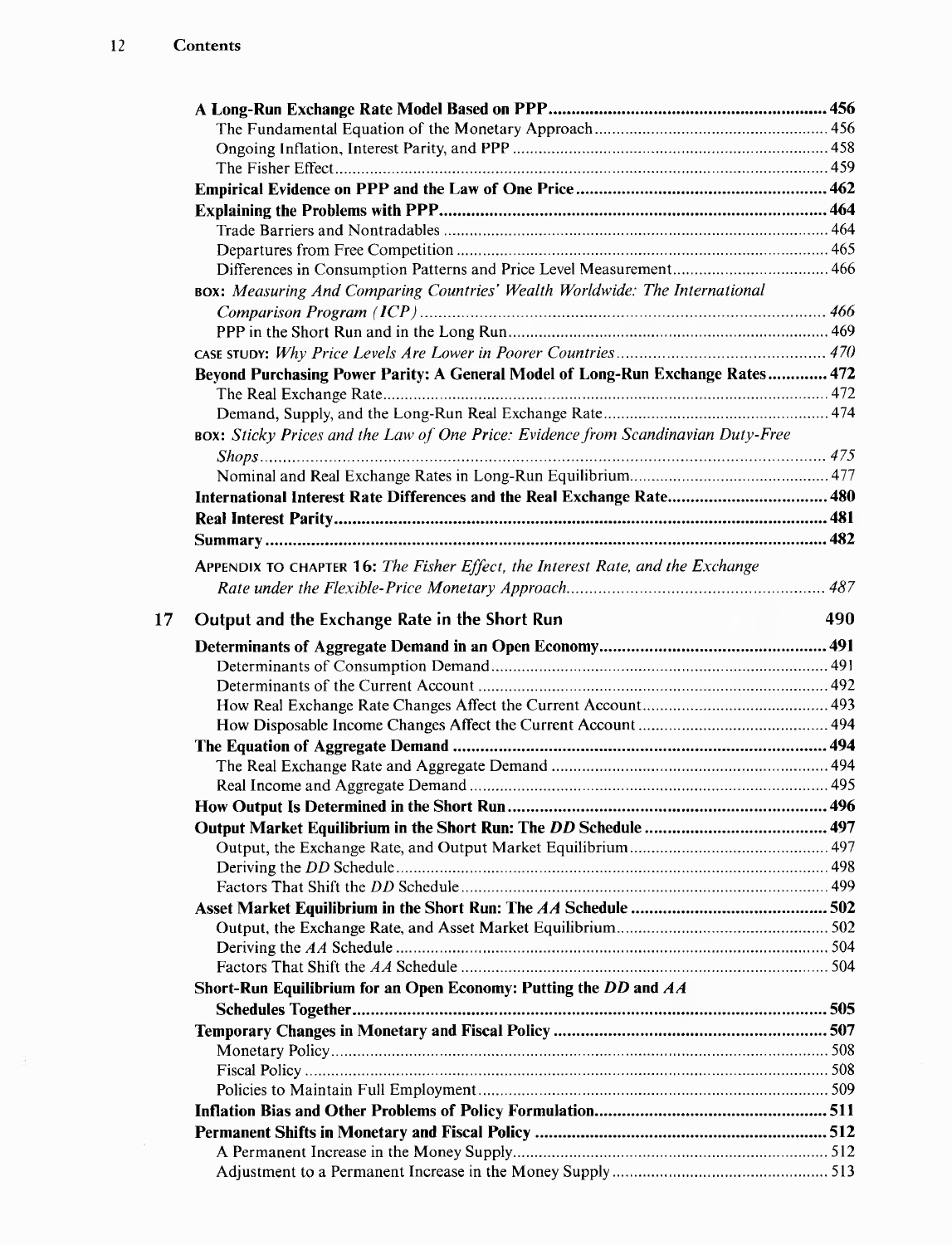**A Long-Run Exchange Rate Model Based on PPP** .......... 456

The Fundamental Equation of the Monetary Approach .......... 456

Ongoing Inflation, Interest Parity, and PPP .......... 458

The Fisher Effect .......... 459

**Empirical Evidence on PPP and the Law of One Price** .......... 462

**Explaining the Problems with PPP** .......... 464

Trade Barriers and Nontradables .......... 464

Departures from Free Competition .......... 465

Differences in Consumption Patterns and Price Level Measurement .......... 466

BOX: *Measuring And Comparing Countries' Wealth Worldwide: The International Comparison Program (ICP)* .......... 466

PPP in the Short Run and in the Long Run .......... 469

CASE STUDY: *Why Price Levels Are Lower in Poorer Countries* .......... 470

**Beyond Purchasing Power Parity: A General Model of Long-Run Exchange Rates** .......... 472

The Real Exchange Rate .......... 472

Demand, Supply, and the Long-Run Real Exchange Rate .......... 474

BOX: *Sticky Prices and the Law of One Price: Evidence from Scandinavian Duty-Free Shops* .......... 475

Nominal and Real Exchange Rates in Long-Run Equilibrium .......... 477

**International Interest Rate Differences and the Real Exchange Rate** .......... 480

**Real Interest Parity** .......... 481

**Summary** .......... 482

APPENDIX TO CHAPTER 16: *The Fisher Effect, the Interest Rate, and the Exchange Rate under the Flexible-Price Monetary Approach* .......... 487

## 17 Output and the Exchange Rate in the Short Run — 490

**Determinants of Aggregate Demand in an Open Economy** .......... 491

Determinants of Consumption Demand .......... 491

Determinants of the Current Account .......... 492

How Real Exchange Rate Changes Affect the Current Account .......... 493

How Disposable Income Changes Affect the Current Account .......... 494

**The Equation of Aggregate Demand** .......... 494

The Real Exchange Rate and Aggregate Demand .......... 494

Real Income and Aggregate Demand .......... 495

**How Output Is Determined in the Short Run** .......... 496

**Output Market Equilibrium in the Short Run: The *DD* Schedule** .......... 497

Output, the Exchange Rate, and Output Market Equilibrium .......... 497

Deriving the *DD* Schedule .......... 498

Factors That Shift the *DD* Schedule .......... 499

**Asset Market Equilibrium in the Short Run: The *AA* Schedule** .......... 502

Output, the Exchange Rate, and Asset Market Equilibrium .......... 502

Deriving the *AA* Schedule .......... 504

Factors That Shift the *AA* Schedule .......... 504

**Short-Run Equilibrium for an Open Economy: Putting the *DD* and *AA* Schedules Together** .......... 505

**Temporary Changes in Monetary and Fiscal Policy** .......... 507

Monetary Policy .......... 508

Fiscal Policy .......... 508

Policies to Maintain Full Employment .......... 509

**Inflation Bias and Other Problems of Policy Formulation** .......... 511

**Permanent Shifts in Monetary and Fiscal Policy** .......... 512

A Permanent Increase in the Money Supply .......... 512

Adjustment to a Permanent Increase in the Money Supply .......... 513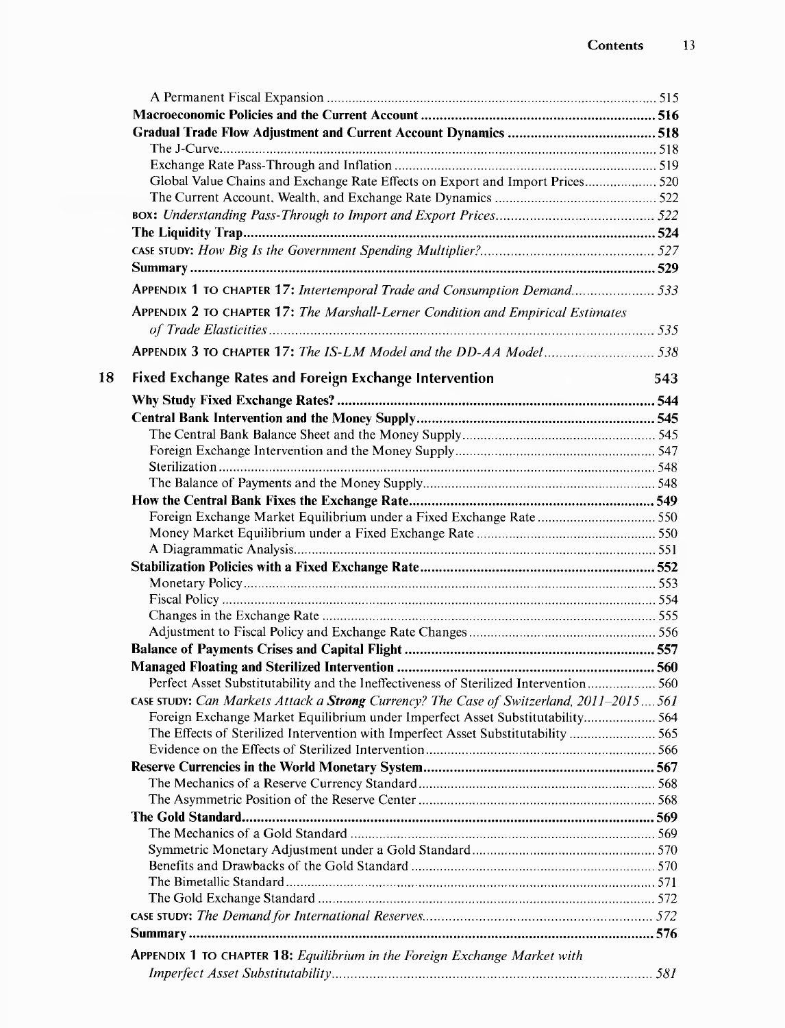A Permanent Fiscal Expansion ........ 515

**Macroeconomic Policies and the Current Account** ........ **516**

**Gradual Trade Flow Adjustment and Current Account Dynamics** ........ **518**

The J-Curve ........ 518

Exchange Rate Pass-Through and Inflation ........ 519

Global Value Chains and Exchange Rate Effects on Export and Import Prices ........ 520

The Current Account, Wealth, and Exchange Rate Dynamics ........ 522

BOX: *Understanding Pass-Through to Import and Export Prices* ........ *522*

**The Liquidity Trap** ........ **524**

CASE STUDY: *How Big Is the Government Spending Multiplier?* ........ *527*

**Summary** ........ **529**

APPENDIX 1 TO CHAPTER 17: *Intertemporal Trade and Consumption Demand* ........ *533*

APPENDIX 2 TO CHAPTER 17: *The Marshall-Lerner Condition and Empirical Estimates of Trade Elasticities* ........ *535*

APPENDIX 3 TO CHAPTER 17: *The IS-LM Model and the DD-AA Model* ........ *538*

## 18 Fixed Exchange Rates and Foreign Exchange Intervention — 543

**Why Study Fixed Exchange Rates?** ........ **544**

**Central Bank Intervention and the Money Supply** ........ **545**

The Central Bank Balance Sheet and the Money Supply ........ 545

Foreign Exchange Intervention and the Money Supply ........ 547

Sterilization ........ 548

The Balance of Payments and the Money Supply ........ 548

**How the Central Bank Fixes the Exchange Rate** ........ **549**

Foreign Exchange Market Equilibrium under a Fixed Exchange Rate ........ 550

Money Market Equilibrium under a Fixed Exchange Rate ........ 550

A Diagrammatic Analysis ........ 551

**Stabilization Policies with a Fixed Exchange Rate** ........ **552**

Monetary Policy ........ 553

Fiscal Policy ........ 554

Changes in the Exchange Rate ........ 555

Adjustment to Fiscal Policy and Exchange Rate Changes ........ 556

**Balance of Payments Crises and Capital Flight** ........ **557**

**Managed Floating and Sterilized Intervention** ........ **560**

Perfect Asset Substitutability and the Ineffectiveness of Sterilized Intervention ........ 560

CASE STUDY: *Can Markets Attack a* ***Strong*** *Currency? The Case of Switzerland, 2011–2015* ........ *561*

Foreign Exchange Market Equilibrium under Imperfect Asset Substitutability ........ 564

The Effects of Sterilized Intervention with Imperfect Asset Substitutability ........ 565

Evidence on the Effects of Sterilized Intervention ........ 566

**Reserve Currencies in the World Monetary System** ........ **567**

The Mechanics of a Reserve Currency Standard ........ 568

The Asymmetric Position of the Reserve Center ........ 568

**The Gold Standard** ........ **569**

The Mechanics of a Gold Standard ........ 569

Symmetric Monetary Adjustment under a Gold Standard ........ 570

Benefits and Drawbacks of the Gold Standard ........ 570

The Bimetallic Standard ........ 571

The Gold Exchange Standard ........ 572

CASE STUDY: *The Demand for International Reserves* ........ *572*

**Summary** ........ **576**

APPENDIX 1 TO CHAPTER 18: *Equilibrium in the Foreign Exchange Market with Imperfect Asset Substitutability* ........ *581*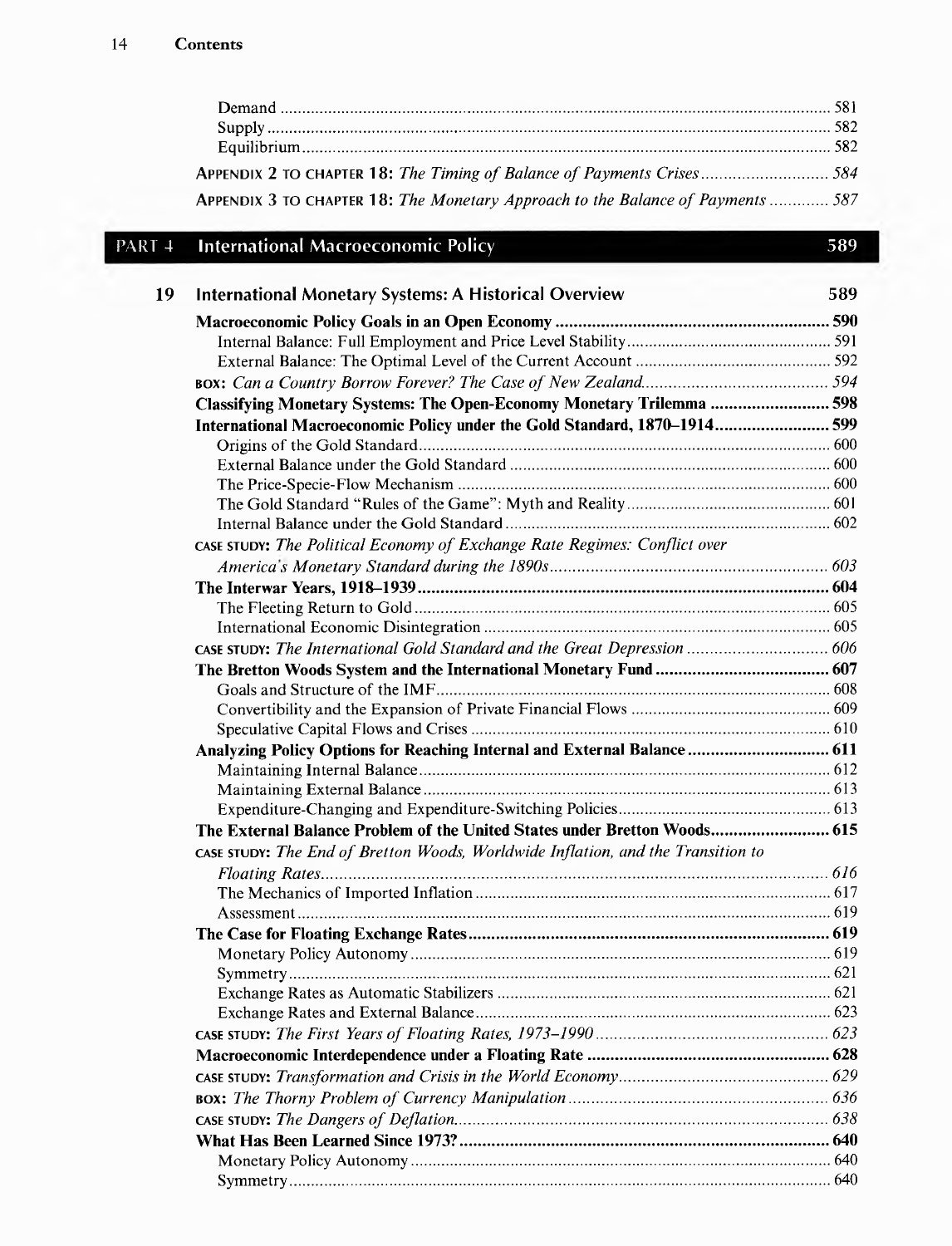Demand ... 581
Supply ... 582
Equilibrium ... 582

**Appendix 2 to Chapter 18:** *The Timing of Balance of Payments Crises* ... 584

**Appendix 3 to Chapter 18:** *The Monetary Approach to the Balance of Payments* ... 587

## PART 4 International Macroeconomic Policy 589

### 19 International Monetary Systems: A Historical Overview 589

**Macroeconomic Policy Goals in an Open Economy** ... **590**
Internal Balance: Full Employment and Price Level Stability ... 591
External Balance: The Optimal Level of the Current Account ... 592
**Box:** *Can a Country Borrow Forever? The Case of New Zealand* ... 594

**Classifying Monetary Systems: The Open-Economy Monetary Trilemma** ... **598**

**International Macroeconomic Policy under the Gold Standard, 1870–1914** ... **599**
Origins of the Gold Standard ... 600
External Balance under the Gold Standard ... 600
The Price-Specie-Flow Mechanism ... 600
The Gold Standard "Rules of the Game": Myth and Reality ... 601
Internal Balance under the Gold Standard ... 602
**Case Study:** *The Political Economy of Exchange Rate Regimes: Conflict over America's Monetary Standard during the 1890s* ... 603

**The Interwar Years, 1918–1939** ... **604**
The Fleeting Return to Gold ... 605
International Economic Disintegration ... 605
**Case Study:** *The International Gold Standard and the Great Depression* ... 606

**The Bretton Woods System and the International Monetary Fund** ... **607**
Goals and Structure of the IMF ... 608
Convertibility and the Expansion of Private Financial Flows ... 609
Speculative Capital Flows and Crises ... 610

**Analyzing Policy Options for Reaching Internal and External Balance** ... **611**
Maintaining Internal Balance ... 612
Maintaining External Balance ... 613
Expenditure-Changing and Expenditure-Switching Policies ... 613

**The External Balance Problem of the United States under Bretton Woods** ... **615**
**Case Study:** *The End of Bretton Woods, Worldwide Inflation, and the Transition to Floating Rates* ... 616
The Mechanics of Imported Inflation ... 617
Assessment ... 619

**The Case for Floating Exchange Rates** ... **619**
Monetary Policy Autonomy ... 619
Symmetry ... 621
Exchange Rates as Automatic Stabilizers ... 621
Exchange Rates and External Balance ... 623
**Case Study:** *The First Years of Floating Rates, 1973–1990* ... 623

**Macroeconomic Interdependence under a Floating Rate** ... **628**
**Case Study:** *Transformation and Crisis in the World Economy* ... 629
**Box:** *The Thorny Problem of Currency Manipulation* ... 636
**Case Study:** *The Dangers of Deflation* ... 638

**What Has Been Learned Since 1973?** ... **640**
Monetary Policy Autonomy ... 640
Symmetry ... 640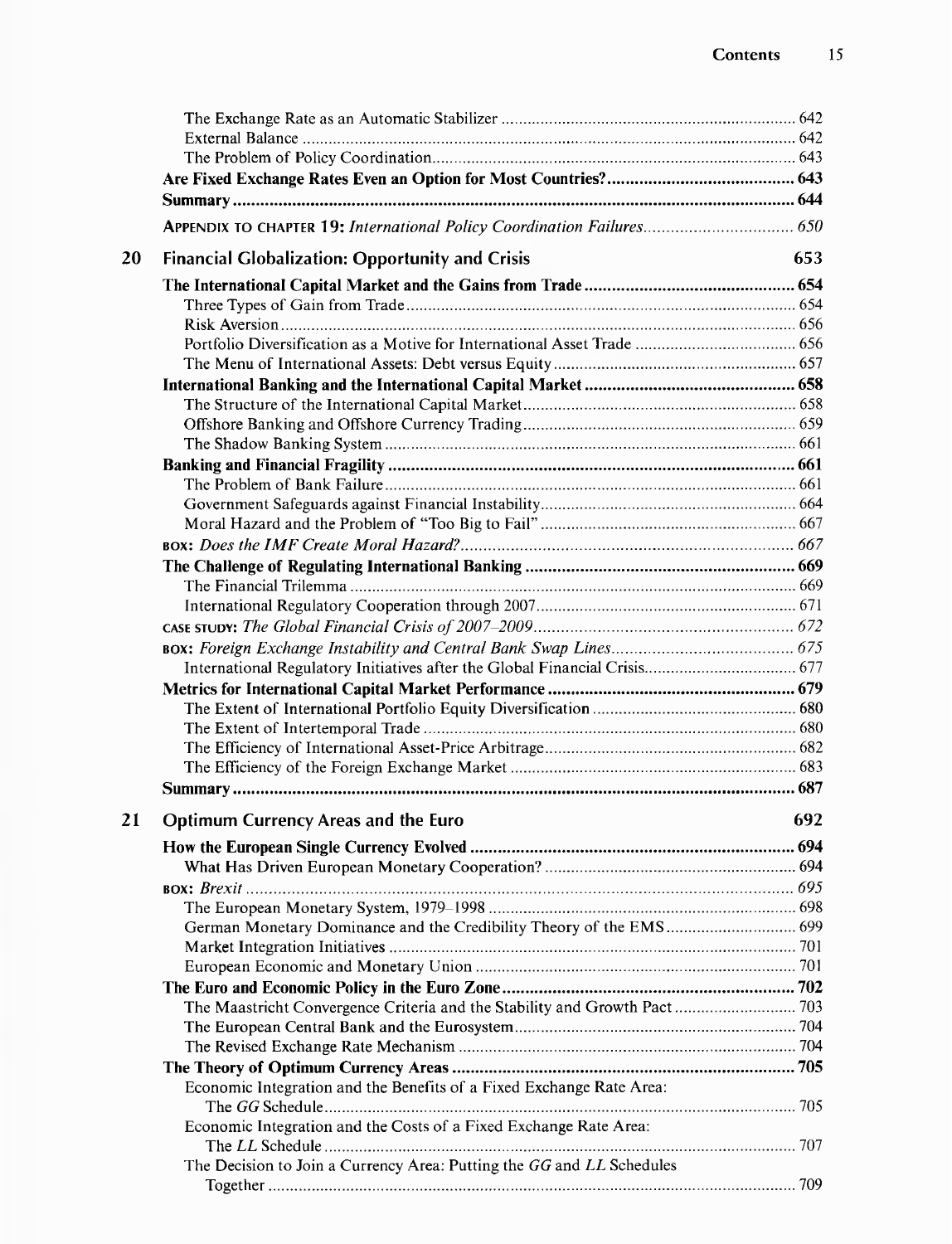The Exchange Rate as an Automatic Stabilizer ... 642
External Balance ... 642
The Problem of Policy Coordination ... 643

**Are Fixed Exchange Rates Even an Option for Most Countries?** ... 643

**Summary** ... 644

APPENDIX TO CHAPTER 19: *International Policy Coordination Failures* ... 650

## 20 Financial Globalization: Opportunity and Crisis 653

**The International Capital Market and the Gains from Trade** ... 654
Three Types of Gain from Trade ... 654
Risk Aversion ... 656
Portfolio Diversification as a Motive for International Asset Trade ... 656
The Menu of International Assets: Debt versus Equity ... 657

**International Banking and the International Capital Market** ... 658
The Structure of the International Capital Market ... 658
Offshore Banking and Offshore Currency Trading ... 659
The Shadow Banking System ... 661

**Banking and Financial Fragility** ... 661
The Problem of Bank Failure ... 661
Government Safeguards against Financial Instability ... 664
Moral Hazard and the Problem of "Too Big to Fail" ... 667
BOX: *Does the IMF Create Moral Hazard?* ... 667

**The Challenge of Regulating International Banking** ... 669
The Financial Trilemma ... 669
International Regulatory Cooperation through 2007 ... 671
CASE STUDY: *The Global Financial Crisis of 2007–2009* ... 672
BOX: *Foreign Exchange Instability and Central Bank Swap Lines* ... 675
International Regulatory Initiatives after the Global Financial Crisis ... 677

**Metrics for International Capital Market Performance** ... 679
The Extent of International Portfolio Equity Diversification ... 680
The Extent of Intertemporal Trade ... 680
The Efficiency of International Asset-Price Arbitrage ... 682
The Efficiency of the Foreign Exchange Market ... 683

**Summary** ... 687

## 21 Optimum Currency Areas and the Euro 692

**How the European Single Currency Evolved** ... 694
What Has Driven European Monetary Cooperation? ... 694
BOX: *Brexit* ... 695
The European Monetary System, 1979–1998 ... 698
German Monetary Dominance and the Credibility Theory of the EMS ... 699
Market Integration Initiatives ... 701
European Economic and Monetary Union ... 701

**The Euro and Economic Policy in the Euro Zone** ... 702
The Maastricht Convergence Criteria and the Stability and Growth Pact ... 703
The European Central Bank and the Eurosystem ... 704
The Revised Exchange Rate Mechanism ... 704

**The Theory of Optimum Currency Areas** ... 705
Economic Integration and the Benefits of a Fixed Exchange Rate Area: The *GG* Schedule ... 705
Economic Integration and the Costs of a Fixed Exchange Rate Area: The *LL* Schedule ... 707
The Decision to Join a Currency Area: Putting the *GG* and *LL* Schedules Together ... 709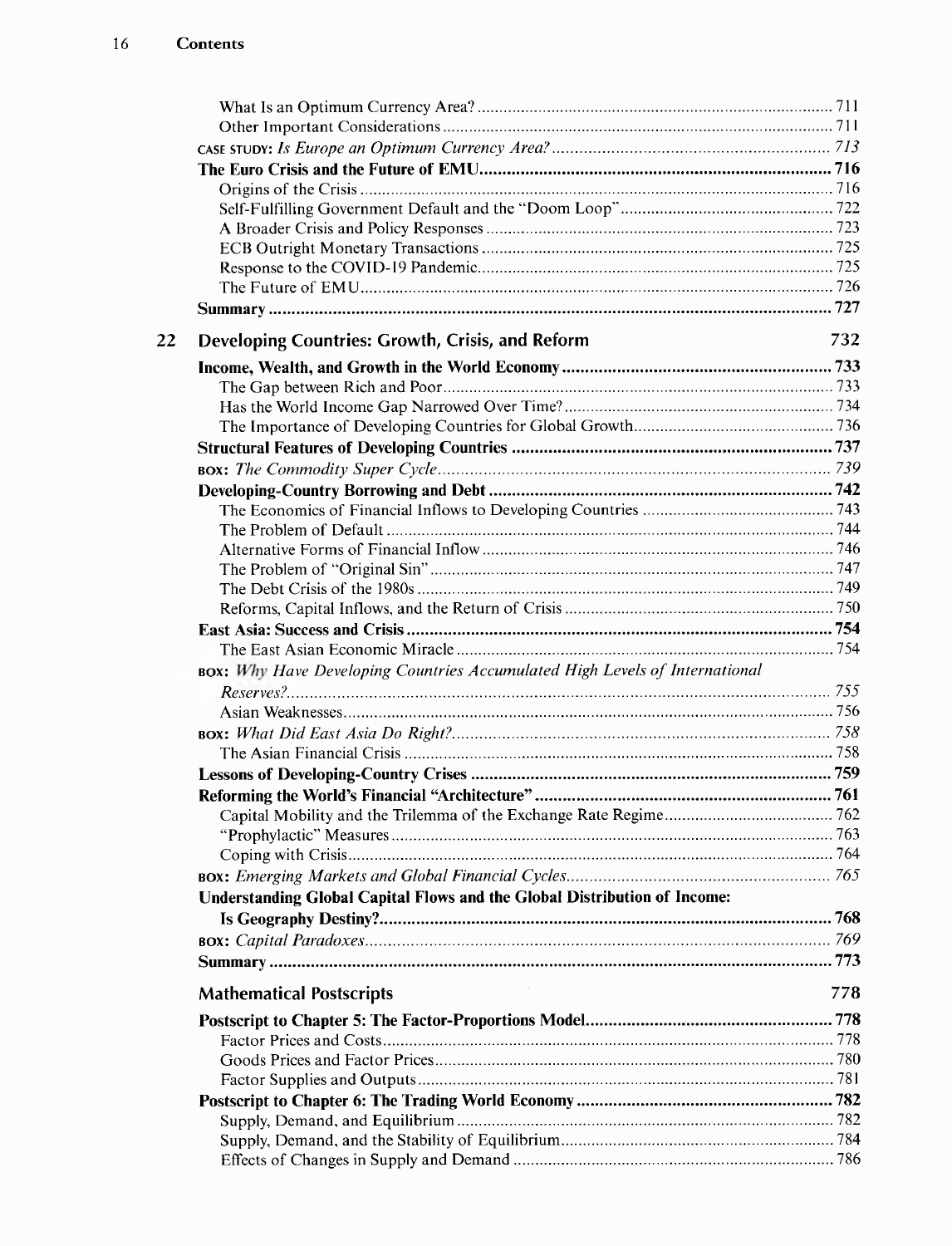What Is an Optimum Currency Area? 711
Other Important Considerations 711
CASE STUDY: *Is Europe an Optimum Currency Area?* 713
**The Euro Crisis and the Future of EMU** 716
Origins of the Crisis 716
Self-Fulfilling Government Default and the "Doom Loop" 722
A Broader Crisis and Policy Responses 723
ECB Outright Monetary Transactions 725
Response to the COVID-19 Pandemic 725
The Future of EMU 726
**Summary** 727

## 22 Developing Countries: Growth, Crisis, and Reform 732

**Income, Wealth, and Growth in the World Economy** 733
The Gap between Rich and Poor 733
Has the World Income Gap Narrowed Over Time? 734
The Importance of Developing Countries for Global Growth 736
**Structural Features of Developing Countries** 737
BOX: *The Commodity Super Cycle* 739
**Developing-Country Borrowing and Debt** 742
The Economics of Financial Inflows to Developing Countries 743
The Problem of Default 744
Alternative Forms of Financial Inflow 746
The Problem of "Original Sin" 747
The Debt Crisis of the 1980s 749
Reforms, Capital Inflows, and the Return of Crisis 750
**East Asia: Success and Crisis** 754
The East Asian Economic Miracle 754
BOX: *Why Have Developing Countries Accumulated High Levels of International Reserves?* 755
Asian Weaknesses 756
BOX: *What Did East Asia Do Right?* 758
The Asian Financial Crisis 758
**Lessons of Developing-Country Crises** 759
**Reforming the World's Financial "Architecture"** 761
Capital Mobility and the Trilemma of the Exchange Rate Regime 762
"Prophylactic" Measures 763
Coping with Crisis 764
BOX: *Emerging Markets and Global Financial Cycles* 765
**Understanding Global Capital Flows and the Global Distribution of Income: Is Geography Destiny?** 768
BOX: *Capital Paradoxes* 769
**Summary** 773

## Mathematical Postscripts 778

**Postscript to Chapter 5: The Factor-Proportions Model** 778
Factor Prices and Costs 778
Goods Prices and Factor Prices 780
Factor Supplies and Outputs 781
**Postscript to Chapter 6: The Trading World Economy** 782
Supply, Demand, and Equilibrium 782
Supply, Demand, and the Stability of Equilibrium 784
Effects of Changes in Supply and Demand 786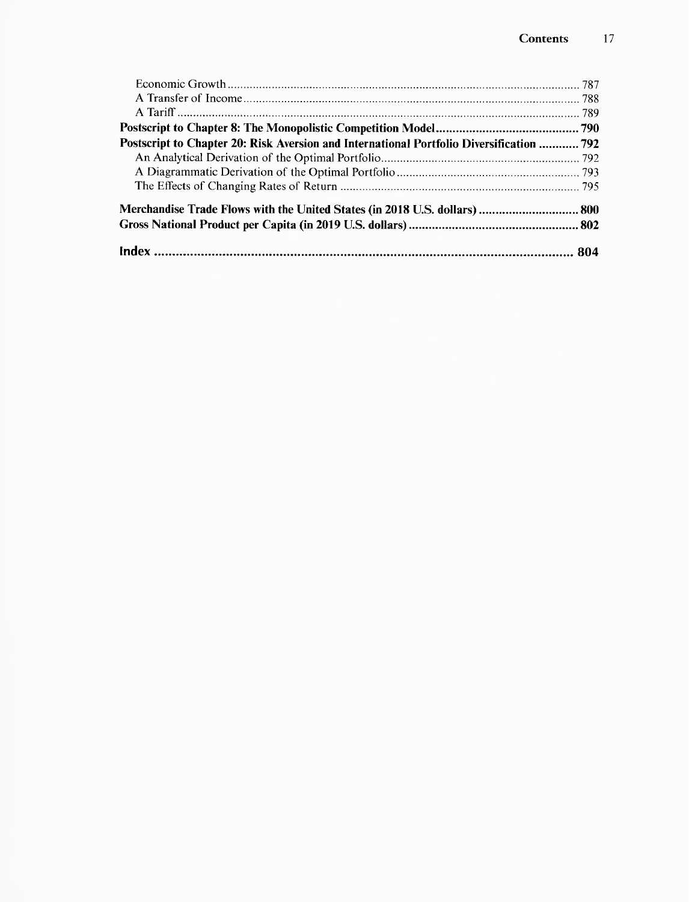Economic Growth ........................................................................ 787
A Transfer of Income ................................................................... 788
A Tariff ....................................................................................... 789

**Postscript to Chapter 8: The Monopolistic Competition Model ........................................ 790**

**Postscript to Chapter 20: Risk Aversion and International Portfolio Diversification ............ 792**

An Analytical Derivation of the Optimal Portfolio ........................................ 792
A Diagrammatic Derivation of the Optimal Portfolio ...................................... 793
The Effects of Changing Rates of Return ........................................................ 795

**Merchandise Trade Flows with the United States (in 2018 U.S. dollars) ............................ 800**

**Gross National Product per Capita (in 2019 U.S. dollars) .................................................. 802**

**Index .................................................................................................................. 804**